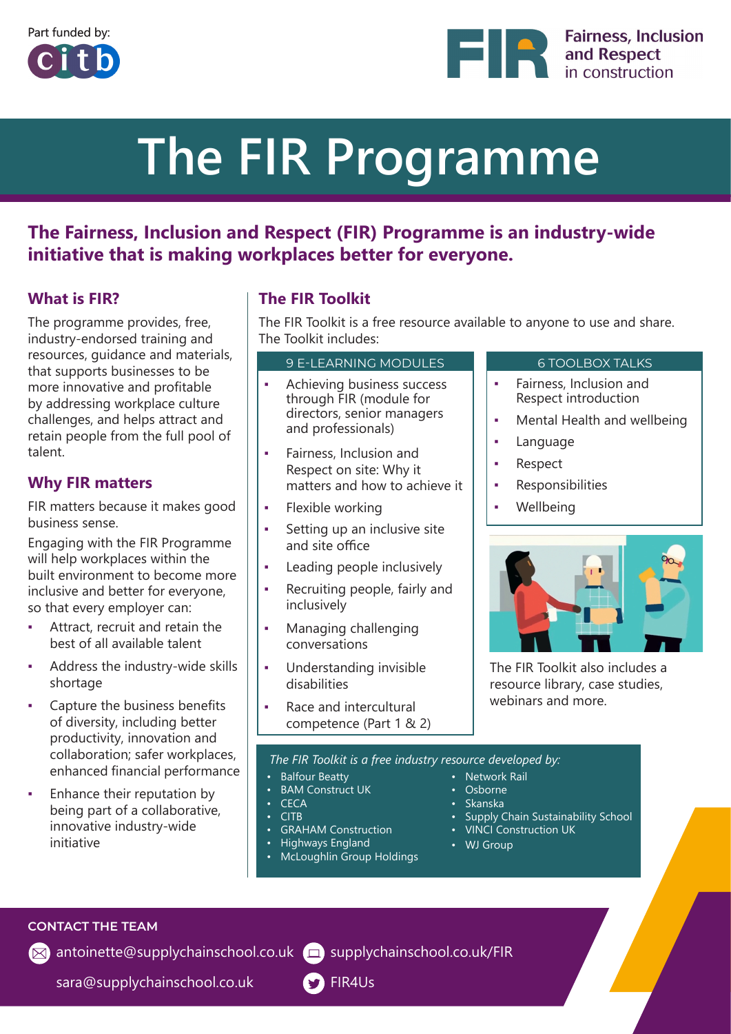Part funded by: citb

**Fairness, Inclusion and Respect** in construction

# The FIR Programme

## The Fairness, Inclusion and Respect (FIR) Programme is an industry-wide initiative that is making workplaces better for everyone.

### What is FIR?

The programme provides, free, industry-endorsed training and resources, guidance and materials, that supports businesses to be more innovative and profitable by addressing workplace culture challenges, and helps attract and retain people from the full pool of talent.

### Why FIR matters

FIR matters because it makes good business sense.

Engaging with the FIR Programme will help workplaces within the built environment to become more inclusive and better for everyone, so that every employer can:

- Attract, recruit and retain the best of all available talent
- Address the industry-wide skills shortage
- Capture the business benefits of diversity, including better productivity, innovation and collaboration; safer workplaces, enhanced financial performance
- Enhance their reputation by being part of a collaborative, innovative industry-wide initiative

### The FIR Toolkit

The FIR Toolkit is a free resource available to anyone to use and share. The Toolkit includes:

**9 E-LEARNING MODULES**

- Achieving business success through FIR (module for directors, senior managers and professionals)
- Fairness, Inclusion and Respect on site: Why it matters and how to achieve it
- Flexible working
- Setting up an inclusive site and site office
- Leading people inclusively
- Recruiting people, fairly and inclusively
- Managing challenging conversations
- Understanding invisible disabilities
- Race and intercultural competence (Part 1 & 2)

**6 TOOLBOX TALKS**

- Fairness, Inclusion and Respect introduction
- Mental Health and wellbeing
- Language
- Respect
- Responsibilities
- Wellbeing

The FIR Toolkit also includes a resource library, case studies, webinars and more.

*The FIR Toolkit is a free industry resource developed by:*

- Balfour Beatty
- BAM Construct UK
- CECA
- CITB
- GRAHAM Construction
- Highways England
- McLoughlin Group Holdings
- Network Rail
- Osborne
- Skanska
- Supply Chain Sustainability School
- VINCI Construction UK
- WJ Group

**CONTACT THE TEAM**

antoinette@supplychainschool.co.uk

sara@supplychainschool.co.uk

supplychainschool.co.uk/FIR

FIR4Us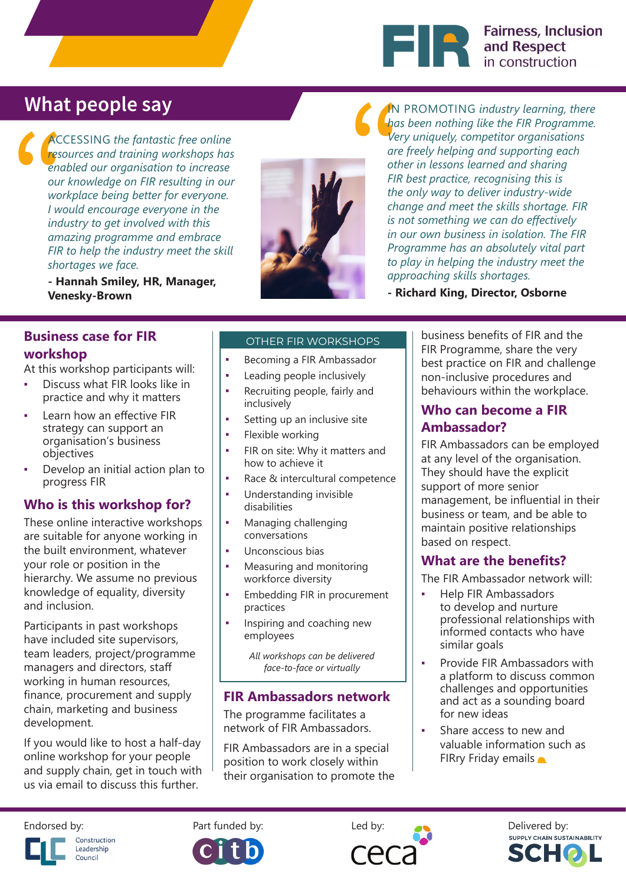Fairness, Inclusion and Respect in construction

## What people say

"ACCESSING *the fantastic free online resources and training workshops has enabled our organisation to increase our knowledge on FIR resulting in our workplace being better for everyone. I would encourage everyone in the industry to get involved with this amazing programme and embrace FIR to help the industry meet the skill shortages we face.*

**- Hannah Smiley, HR, Manager, Venesky-Brown**

"IN PROMOTING *industry learning, there has been nothing like the FIR Programme. Very uniquely, competitor organisations are freely helping and supporting each other in lessons learned and sharing FIR best practice, recognising this is the only way to deliver industry-wide change and meet the skills shortage. FIR is not something we can do effectively in our own business in isolation. The FIR Programme has an absolutely vital part to play in helping the industry meet the approaching skills shortages.*

**- Richard King, Director, Osborne**

## Business case for FIR workshop

At this workshop participants will:

- Discuss what FIR looks like in practice and why it matters
- Learn how an effective FIR strategy can support an organisation's business objectives
- Develop an initial action plan to progress FIR

## Who is this workshop for?

These online interactive workshops are suitable for anyone working in the built environment, whatever your role or position in the hierarchy. We assume no previous knowledge of equality, diversity and inclusion.

Participants in past workshops have included site supervisors, team leaders, project/programme managers and directors, staff working in human resources, finance, procurement and supply chain, marketing and business development.

If you would like to host a half-day online workshop for your people and supply chain, get in touch with us via email to discuss this further.

### OTHER FIR WORKSHOPS

- Becoming a FIR Ambassador
- Leading people inclusively
- Recruiting people, fairly and inclusively
- Setting up an inclusive site
- Flexible working
- FIR on site: Why it matters and how to achieve it
- Race & intercultural competence
- Understanding invisible disabilities
- Managing challenging conversations
- Unconscious bias
- Measuring and monitoring workforce diversity
- Embedding FIR in procurement practices
- Inspiring and coaching new employees

*All workshops can be delivered face-to-face or virtually*

## FIR Ambassadors network

The programme facilitates a network of FIR Ambassadors.

FIR Ambassadors are in a special position to work closely within their organisation to promote the business benefits of FIR and the FIR Programme, share the very best practice on FIR and challenge non-inclusive procedures and behaviours within the workplace.

## Who can become a FIR Ambassador?

FIR Ambassadors can be employed at any level of the organisation. They should have the explicit support of more senior management, be influential in their business or team, and be able to maintain positive relationships based on respect.

## What are the benefits?

The FIR Ambassador network will:

- Help FIR Ambassadors to develop and nurture professional relationships with informed contacts who have similar goals
- Provide FIR Ambassadors with a platform to discuss common challenges and opportunities and act as a sounding board for new ideas
- Share access to new and valuable information such as FIRry Friday emails

Endorsed by: Construction Leadership Council

Part funded by: citb

Led by: ceca

Delivered by: Supply Chain Sustainability School